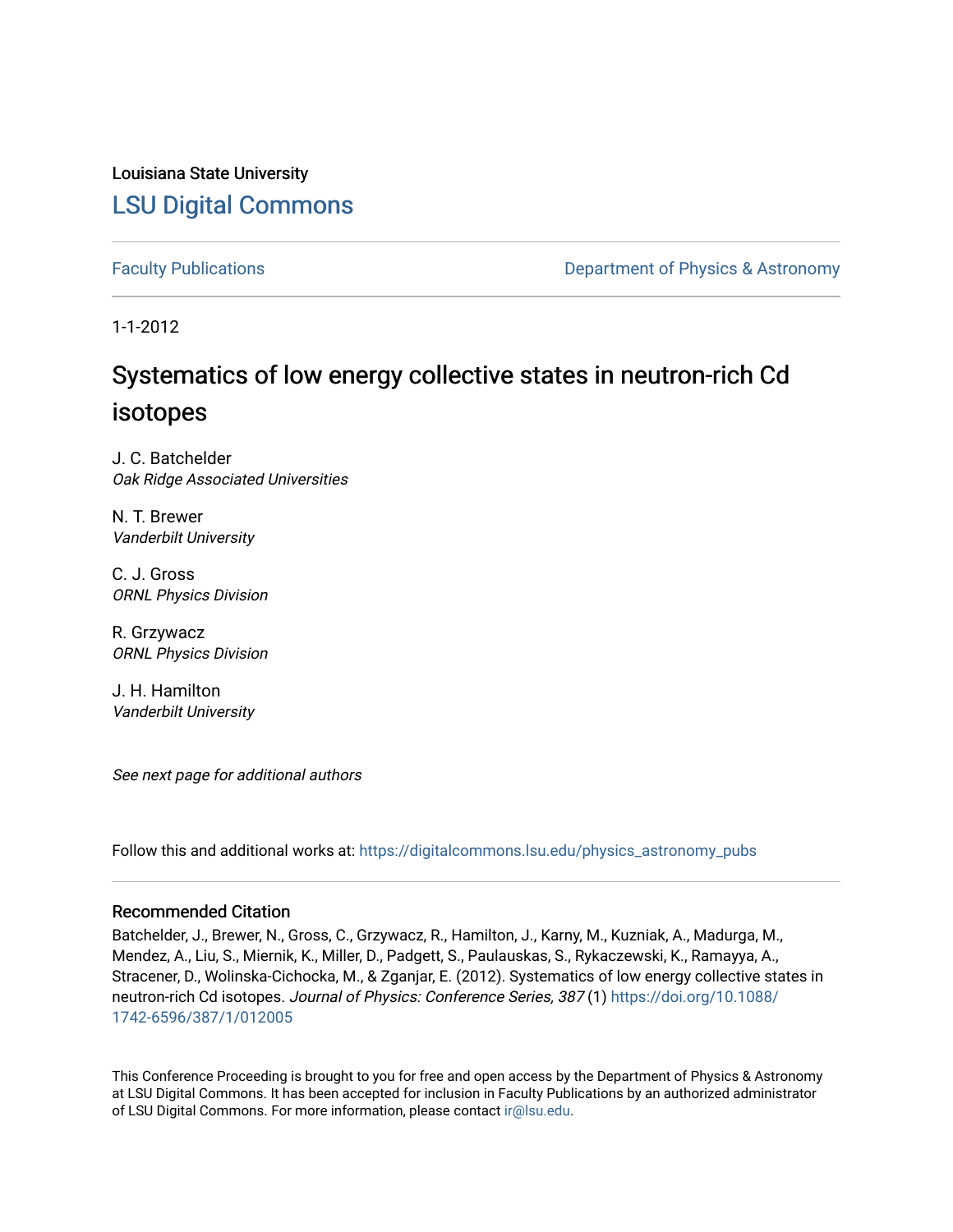Louisiana State University

# LSU Digital Commons

Faculty Publications | Department of Physics & Astronomy

1-1-2012

# Systematics of low energy collective states in neutron-rich Cd isotopes

J. C. Batchelder
*Oak Ridge Associated Universities*

N. T. Brewer
*Vanderbilt University*

C. J. Gross
*ORNL Physics Division*

R. Grzywacz
*ORNL Physics Division*

J. H. Hamilton
*Vanderbilt University*

*See next page for additional authors*

Follow this and additional works at: https://digitalcommons.lsu.edu/physics_astronomy_pubs

## Recommended Citation

Batchelder, J., Brewer, N., Gross, C., Grzywacz, R., Hamilton, J., Karny, M., Kuzniak, A., Madurga, M., Mendez, A., Liu, S., Miernik, K., Miller, D., Padgett, S., Paulauskas, S., Rykaczewski, K., Ramayya, A., Stracener, D., Wolinska-Cichocka, M., & Zganjar, E. (2012). Systematics of low energy collective states in neutron-rich Cd isotopes. *Journal of Physics: Conference Series, 387* (1) https://doi.org/10.1088/1742-6596/387/1/012005

This Conference Proceeding is brought to you for free and open access by the Department of Physics & Astronomy at LSU Digital Commons. It has been accepted for inclusion in Faculty Publications by an authorized administrator of LSU Digital Commons. For more information, please contact ir@lsu.edu.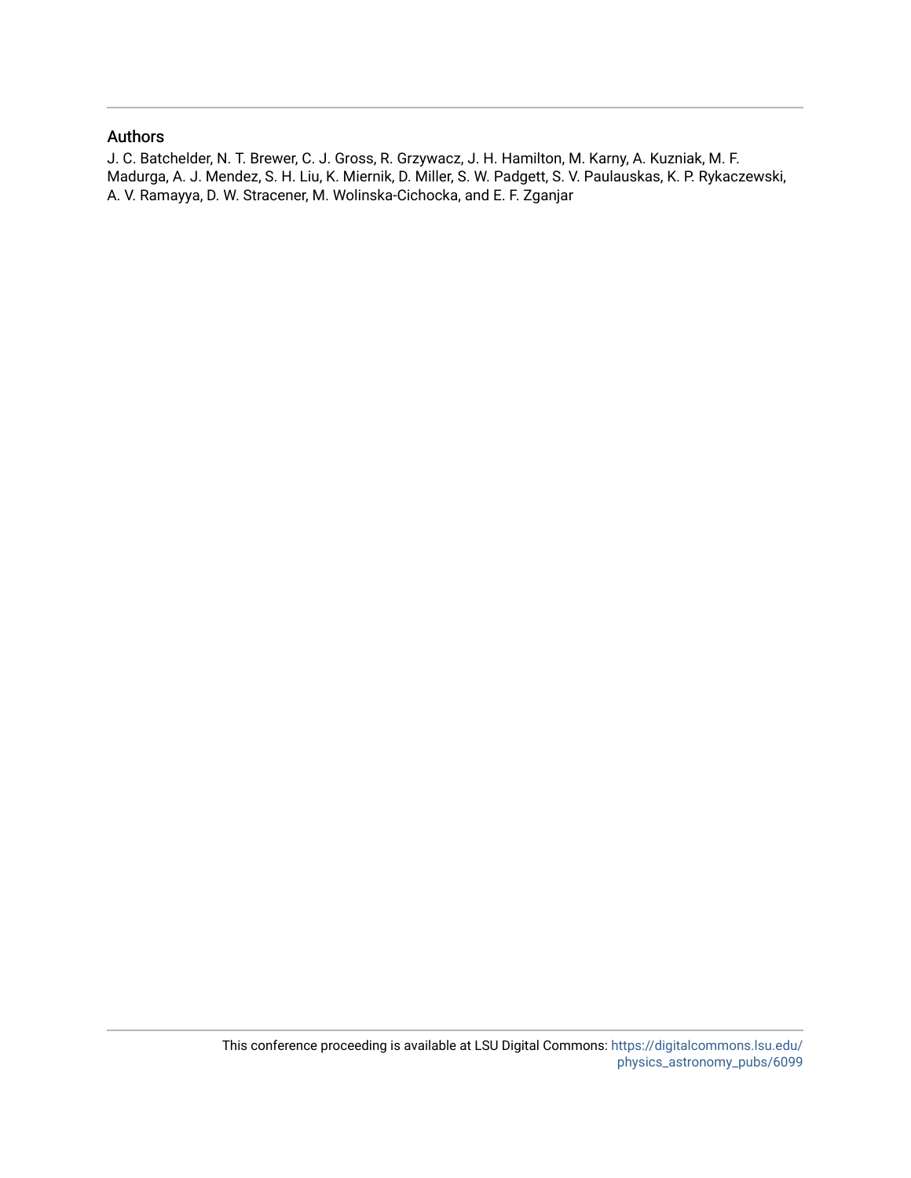## Authors

J. C. Batchelder, N. T. Brewer, C. J. Gross, R. Grzywacz, J. H. Hamilton, M. Karny, A. Kuzniak, M. F. Madurga, A. J. Mendez, S. H. Liu, K. Miernik, D. Miller, S. W. Padgett, S. V. Paulauskas, K. P. Rykaczewski, A. V. Ramayya, D. W. Stracener, M. Wolinska-Cichocka, and E. F. Zganjar

This conference proceeding is available at LSU Digital Commons: https://digitalcommons.lsu.edu/physics_astronomy_pubs/6099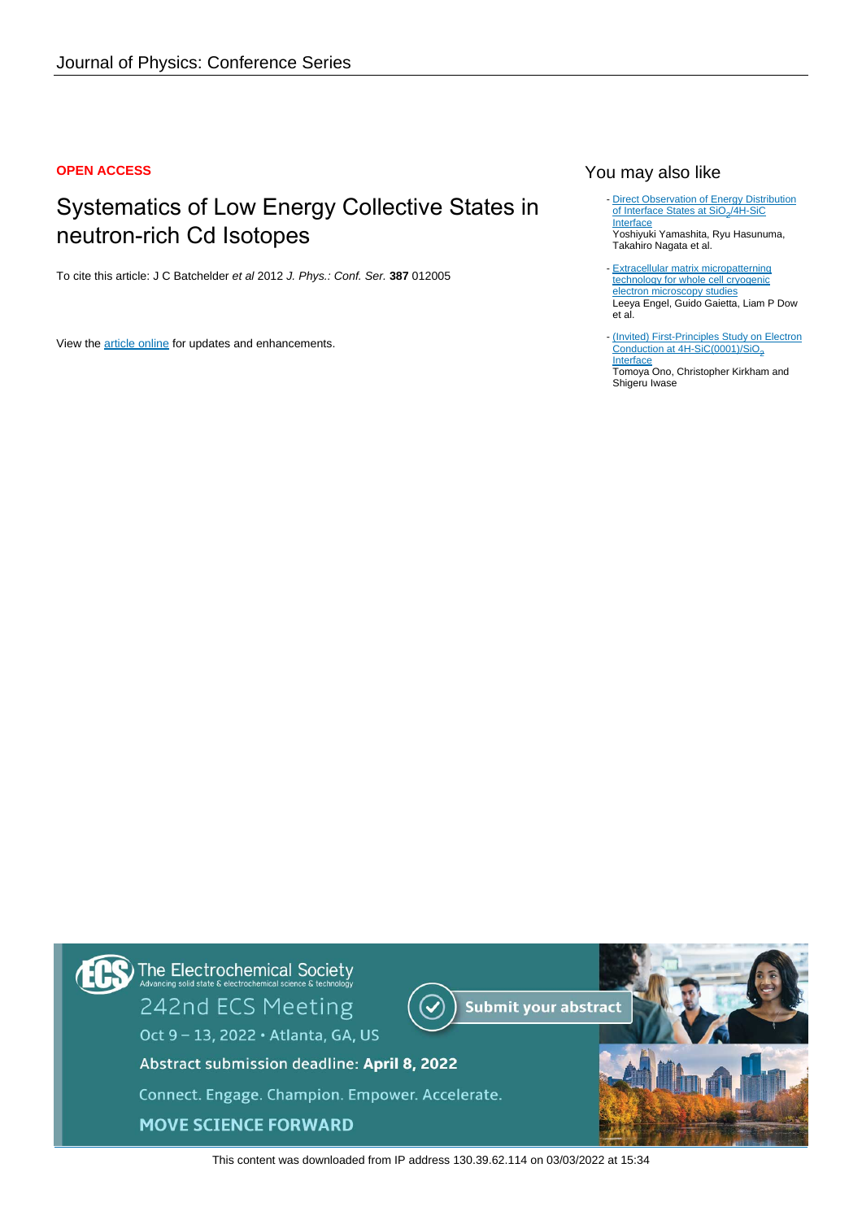Journal of Physics: Conference Series

**OPEN ACCESS**

# Systematics of Low Energy Collective States in neutron-rich Cd Isotopes

To cite this article: J C Batchelder *et al* 2012 *J. Phys.: Conf. Ser.* **387** 012005

View the article online for updates and enhancements.

## You may also like

- Direct Observation of Energy Distribution of Interface States at $SiO_2$/4H-SiC Interface
  Yoshiyuki Yamashita, Ryu Hasunuma, Takahiro Nagata et al.

- Extracellular matrix micropatterning technology for whole cell cryogenic electron microscopy studies
  Leeya Engel, Guido Gaietta, Liam P Dow et al.

- (Invited) First-Principles Study on Electron Conduction at 4H-SiC(0001)/$SiO_2$ Interface
  Tomoya Ono, Christopher Kirkham and Shigeru Iwase

The Electrochemical Society
Advancing solid state & electrochemical science & technology

242nd ECS Meeting

Oct 9 – 13, 2022 • Atlanta, GA, US

Submit your abstract

Abstract submission deadline: **April 8, 2022**

Connect. Engage. Champion. Empower. Accelerate.

**MOVE SCIENCE FORWARD**

This content was downloaded from IP address 130.39.62.114 on 03/03/2022 at 15:34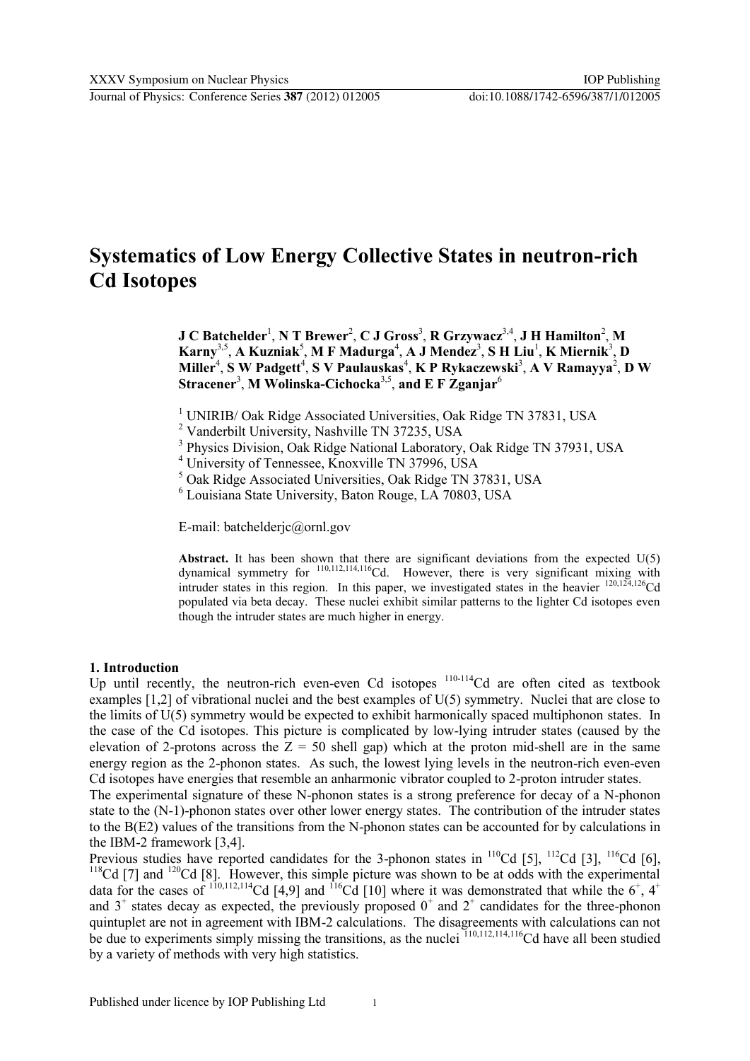# Systematics of Low Energy Collective States in neutron-rich Cd Isotopes

**J C Batchelder**[1], **N T Brewer**[2], **C J Gross**[3], **R Grzywacz**[3,4], **J H Hamilton**[2], **M Karny**[3,5], **A Kuzniak**[5], **M F Madurga**[4], **A J Mendez**[3], **S H Liu**[1], **K Miernik**[3], **D Miller**[4], **S W Padgett**[4], **S V Paulauskas**[4], **K P Rykaczewski**[3], **A V Ramayya**[2], **D W Stracener**[3], **M Wolinska-Cichocka**[3,5], **and E F Zganjar**[6]

[1] UNIRIB/ Oak Ridge Associated Universities, Oak Ridge TN 37831, USA
[2] Vanderbilt University, Nashville TN 37235, USA
[3] Physics Division, Oak Ridge National Laboratory, Oak Ridge TN 37931, USA
[4] University of Tennessee, Knoxville TN 37996, USA
[5] Oak Ridge Associated Universities, Oak Ridge TN 37831, USA
[6] Louisiana State University, Baton Rouge, LA 70803, USA

E-mail: batchelderjc@ornl.gov

**Abstract.** It has been shown that there are significant deviations from the expected U(5) dynamical symmetry for $^{110,112,114,116}$Cd. However, there is very significant mixing with intruder states in this region. In this paper, we investigated states in the heavier $^{120,124,126}$Cd populated via beta decay. These nuclei exhibit similar patterns to the lighter Cd isotopes even though the intruder states are much higher in energy.

## 1. Introduction

Up until recently, the neutron-rich even-even Cd isotopes $^{110\text{-}114}$Cd are often cited as textbook examples [1,2] of vibrational nuclei and the best examples of U(5) symmetry. Nuclei that are close to the limits of U(5) symmetry would be expected to exhibit harmonically spaced multiphonon states. In the case of the Cd isotopes. This picture is complicated by low-lying intruder states (caused by the elevation of 2-protons across the Z = 50 shell gap) which at the proton mid-shell are in the same energy region as the 2-phonon states. As such, the lowest lying levels in the neutron-rich even-even Cd isotopes have energies that resemble an anharmonic vibrator coupled to 2-proton intruder states.

The experimental signature of these N-phonon states is a strong preference for decay of a N-phonon state to the (N-1)-phonon states over other lower energy states. The contribution of the intruder states to the B(E2) values of the transitions from the N-phonon states can be accounted for by calculations in the IBM-2 framework [3,4].

Previous studies have reported candidates for the 3-phonon states in $^{110}$Cd [5], $^{112}$Cd [3], $^{116}$Cd [6], $^{118}$Cd [7] and $^{120}$Cd [8]. However, this simple picture was shown to be at odds with the experimental data for the cases of $^{110,112,114}$Cd [4,9] and $^{116}$Cd [10] where it was demonstrated that while the $6^+$, $4^+$ and $3^+$ states decay as expected, the previously proposed $0^+$ and $2^+$ candidates for the three-phonon quintuplet are not in agreement with IBM-2 calculations. The disagreements with calculations can not be due to experiments simply missing the transitions, as the nuclei $^{110,112,114,116}$Cd have all been studied by a variety of methods with very high statistics.

Published under licence by IOP Publishing Ltd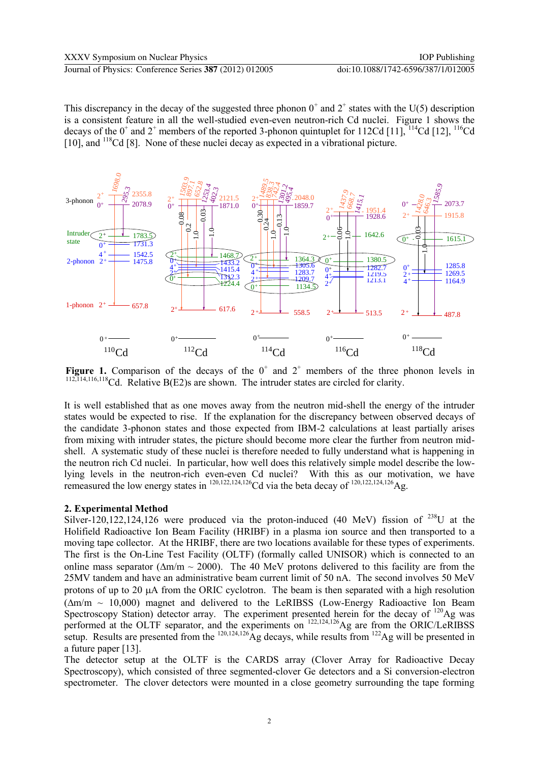This discrepancy in the decay of the suggested three phonon $0^+$ and $2^+$ states with the U(5) description is a consistent feature in all the well-studied even-even neutron-rich Cd nuclei. Figure 1 shows the decays of the $0^+$ and $2^+$ members of the reported 3-phonon quintuplet for 112Cd [11], $^{114}$Cd [12], $^{116}$Cd [10], and $^{118}$Cd [8]. None of these nuclei decay as expected in a vibrational picture.

**Figure 1.** Comparison of the decays of the $0^+$ and $2^+$ members of the three phonon levels in $^{112,114,116,118}$Cd. Relative B(E2)s are shown. The intruder states are circled for clarity.

It is well established that as one moves away from the neutron mid-shell the energy of the intruder states would be expected to rise. If the explanation for the discrepancy between observed decays of the candidate 3-phonon states and those expected from IBM-2 calculations at least partially arises from mixing with intruder states, the picture should become more clear the further from neutron mid-shell. A systematic study of these nuclei is therefore needed to fully understand what is happening in the neutron rich Cd nuclei. In particular, how well does this relatively simple model describe the low-lying levels in the neutron-rich even-even Cd nuclei? With this as our motivation, we have remeasured the low energy states in $^{120,122,124,126}$Cd via the beta decay of $^{120,122,124,126}$Ag.

## 2. Experimental Method

Silver-120,122,124,126 were produced via the proton-induced (40 MeV) fission of $^{238}$U at the Holifield Radioactive Ion Beam Facility (HRIBF) in a plasma ion source and then transported to a moving tape collector. At the HRIBF, there are two locations available for these types of experiments. The first is the On-Line Test Facility (OLTF) (formally called UNISOR) which is connected to an online mass separator ($\Delta m/m \sim 2000$). The 40 MeV protons delivered to this facility are from the 25MV tandem and have an administrative beam current limit of 50 nA. The second involves 50 MeV protons of up to 20 μA from the ORIC cyclotron. The beam is then separated with a high resolution ($\Delta m/m \sim 10{,}000$) magnet and delivered to the LeRIBSS (Low-Energy Radioactive Ion Beam Spectroscopy Station) detector array. The experiment presented herein for the decay of $^{120}$Ag was performed at the OLTF separator, and the experiments on $^{122,124,126}$Ag are from the ORIC/LeRIBSS setup. Results are presented from the $^{120,124,126}$Ag decays, while results from $^{122}$Ag will be presented in a future paper [13].

The detector setup at the OLTF is the CARDS array (Clover Array for Radioactive Decay Spectroscopy), which consisted of three segmented-clover Ge detectors and a Si conversion-electron spectrometer. The clover detectors were mounted in a close geometry surrounding the tape forming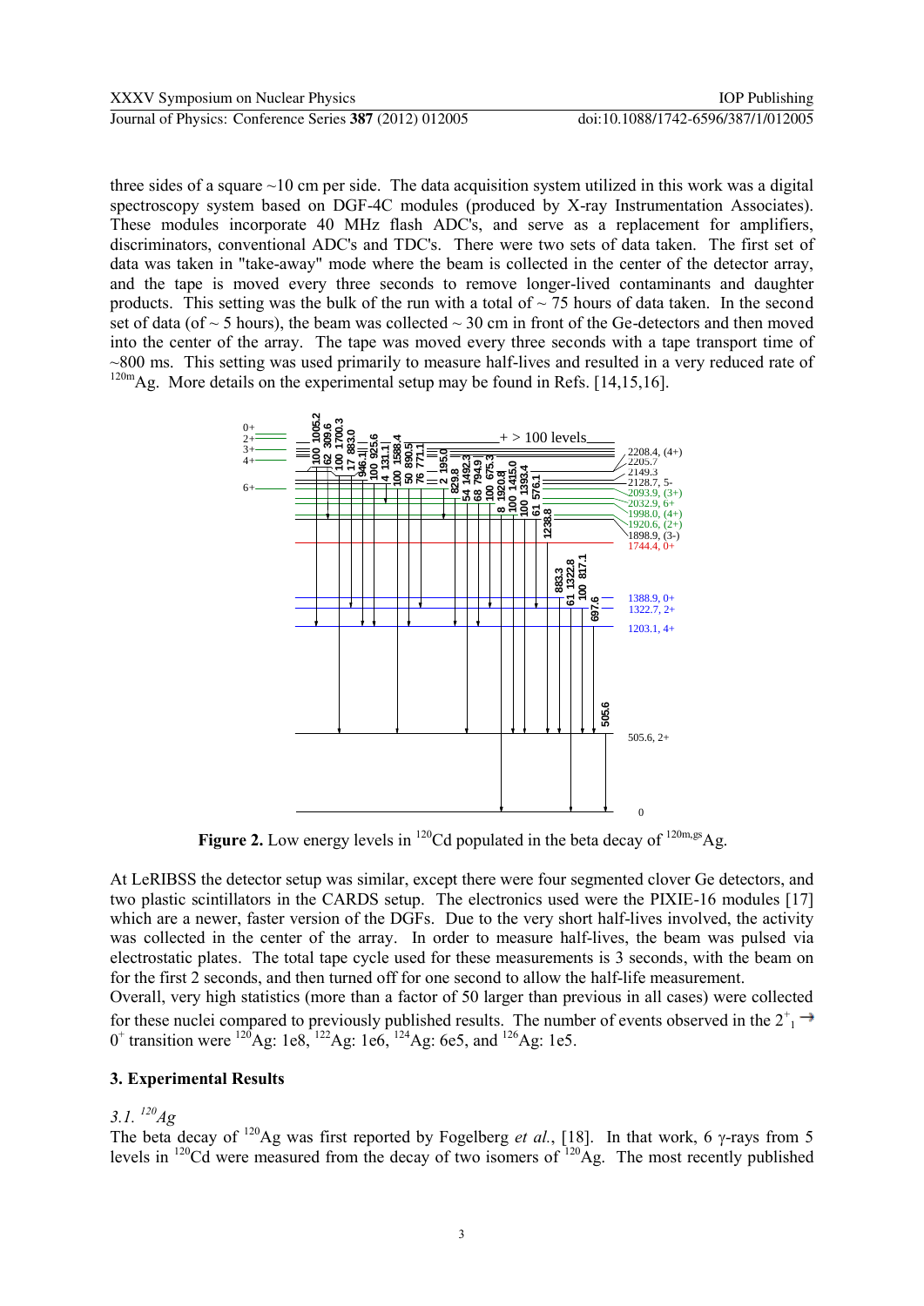three sides of a square ~10 cm per side. The data acquisition system utilized in this work was a digital spectroscopy system based on DGF-4C modules (produced by X-ray Instrumentation Associates). These modules incorporate 40 MHz flash ADC's, and serve as a replacement for amplifiers, discriminators, conventional ADC's and TDC's. There were two sets of data taken. The first set of data was taken in "take-away" mode where the beam is collected in the center of the detector array, and the tape is moved every three seconds to remove longer-lived contaminants and daughter products. This setting was the bulk of the run with a total of ~ 75 hours of data taken. In the second set of data (of ~ 5 hours), the beam was collected ~ 30 cm in front of the Ge-detectors and then moved into the center of the array. The tape was moved every three seconds with a tape transport time of ~800 ms. This setting was used primarily to measure half-lives and resulted in a very reduced rate of $^{120m}$Ag. More details on the experimental setup may be found in Refs. [14,15,16].

**Figure 2.** Low energy levels in $^{120}$Cd populated in the beta decay of $^{120m,gs}$Ag.

At LeRIBSS the detector setup was similar, except there were four segmented clover Ge detectors, and two plastic scintillators in the CARDS setup. The electronics used were the PIXIE-16 modules [17] which are a newer, faster version of the DGFs. Due to the very short half-lives involved, the activity was collected in the center of the array. In order to measure half-lives, the beam was pulsed via electrostatic plates. The total tape cycle used for these measurements is 3 seconds, with the beam on for the first 2 seconds, and then turned off for one second to allow the half-life measurement.

Overall, very high statistics (more than a factor of 50 larger than previous in all cases) were collected for these nuclei compared to previously published results. The number of events observed in the $2^+_1 \rightarrow 0^+$ transition were $^{120}$Ag: 1e8, $^{122}$Ag: 1e6, $^{124}$Ag: 6e5, and $^{126}$Ag: 1e5.

## 3. Experimental Results

### *3.1. $^{120}$Ag*

The beta decay of $^{120}$Ag was first reported by Fogelberg *et al.*, [18]. In that work, 6 γ-rays from 5 levels in $^{120}$Cd were measured from the decay of two isomers of $^{120}$Ag. The most recently published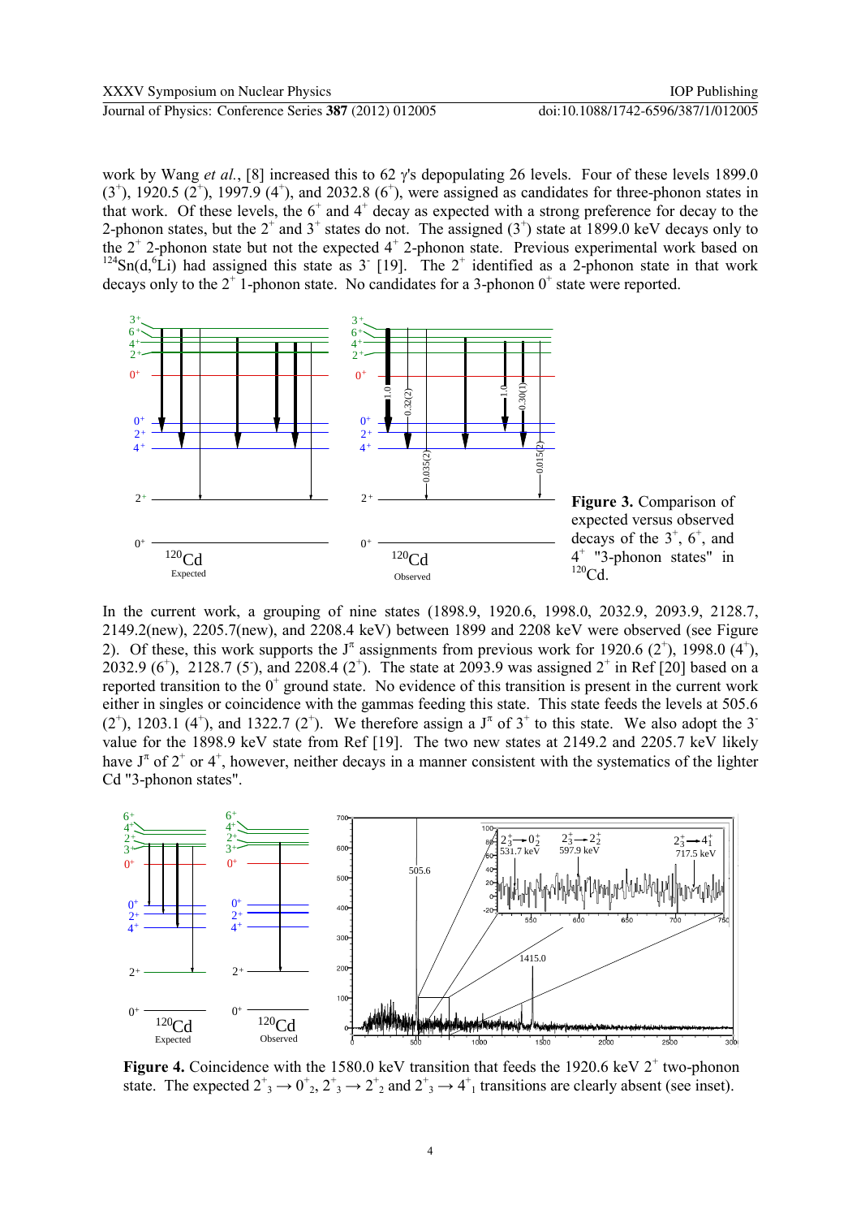work by Wang *et al.*, [8] increased this to 62 γ's depopulating 26 levels. Four of these levels 1899.0 ($3^+$), 1920.5 ($2^+$), 1997.9 ($4^+$), and 2032.8 ($6^+$), were assigned as candidates for three-phonon states in that work. Of these levels, the $6^+$ and $4^+$ decay as expected with a strong preference for decay to the 2-phonon states, but the $2^+$ and $3^+$ states do not. The assigned ($3^+$) state at 1899.0 keV decays only to the $2^+$ 2-phonon state but not the expected $4^+$ 2-phonon state. Previous experimental work based on $^{124}$Sn(d,$^6$Li) had assigned this state as $3^-$ [19]. The $2^+$ identified as a 2-phonon state in that work decays only to the $2^+$ 1-phonon state. No candidates for a 3-phonon $0^+$ state were reported.

**Figure 3.** Comparison of expected versus observed decays of the $3^+$, $6^+$, and $4^+$ "3-phonon states" in $^{120}$Cd.

In the current work, a grouping of nine states (1898.9, 1920.6, 1998.0, 2032.9, 2093.9, 2128.7, 2149.2(new), 2205.7(new), and 2208.4 keV) between 1899 and 2208 keV were observed (see Figure 2). Of these, this work supports the $J^\pi$ assignments from previous work for 1920.6 ($2^+$), 1998.0 ($4^+$), 2032.9 ($6^+$), 2128.7 ($5^-$), and 2208.4 ($2^+$). The state at 2093.9 was assigned $2^+$ in Ref [20] based on a reported transition to the $0^+$ ground state. No evidence of this transition is present in the current work either in singles or coincidence with the gammas feeding this state. This state feeds the levels at 505.6 ($2^+$), 1203.1 ($4^+$), and 1322.7 ($2^+$). We therefore assign a $J^\pi$ of $3^+$ to this state. We also adopt the $3^-$ value for the 1898.9 keV state from Ref [19]. The two new states at 2149.2 and 2205.7 keV likely have $J^\pi$ of $2^+$ or $4^+$, however, neither decays in a manner consistent with the systematics of the lighter Cd "3-phonon states".

**Figure 4.** Coincidence with the 1580.0 keV transition that feeds the 1920.6 keV $2^+$ two-phonon state. The expected $2^+_3 \rightarrow 0^+_2$, $2^+_3 \rightarrow 2^+_2$ and $2^+_3 \rightarrow 4^+_1$ transitions are clearly absent (see inset).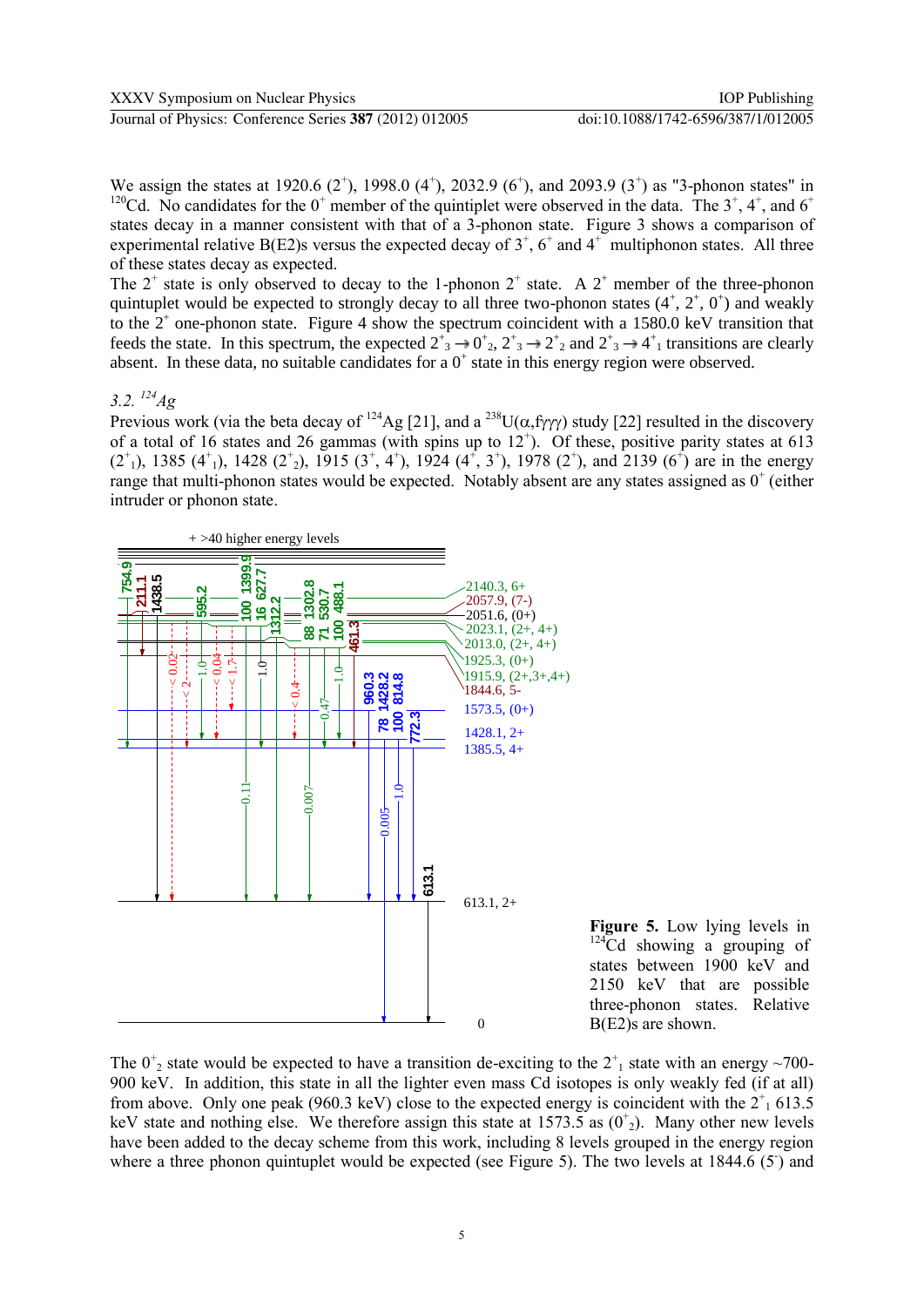We assign the states at 1920.6 ($2^+$), 1998.0 ($4^+$), 2032.9 ($6^+$), and 2093.9 ($3^+$) as "3-phonon states" in $^{120}$Cd. No candidates for the $0^+$ member of the quintiplet were observed in the data. The $3^+$, $4^+$, and $6^+$ states decay in a manner consistent with that of a 3-phonon state. Figure 3 shows a comparison of experimental relative B(E2)s versus the expected decay of $3^+$, $6^+$ and $4^+$ multiphonon states. All three of these states decay as expected.

The $2^+$ state is only observed to decay to the 1-phonon $2^+$ state. A $2^+$ member of the three-phonon quintuplet would be expected to strongly decay to all three two-phonon states ($4^+$, $2^+$, $0^+$) and weakly to the $2^+$ one-phonon state. Figure 4 show the spectrum coincident with a 1580.0 keV transition that feeds the state. In this spectrum, the expected $2^+_3 \rightarrow 0^+_2$, $2^+_3 \rightarrow 2^+_2$ and $2^+_3 \rightarrow 4^+_1$ transitions are clearly absent. In these data, no suitable candidates for a $0^+$ state in this energy region were observed.

### 3.2. $^{124}$Ag

Previous work (via the beta decay of $^{124}$Ag [21], and a $^{238}$U(α,fγγγ) study [22] resulted in the discovery of a total of 16 states and 26 gammas (with spins up to $12^+$). Of these, positive parity states at 613 ($2^+_1$), 1385 ($4^+_1$), 1428 ($2^+_2$), 1915 ($3^+$, $4^+$), 1924 ($4^+$, $3^+$), 1978 ($2^+$), and 2139 ($6^+$) are in the energy range that multi-phonon states would be expected. Notably absent are any states assigned as $0^+$ (either intruder or phonon state.

**Figure 5.** Low lying levels in $^{124}$Cd showing a grouping of states between 1900 keV and 2150 keV that are possible three-phonon states. Relative B(E2)s are shown.

The $0^+_2$ state would be expected to have a transition de-exciting to the $2^+_1$ state with an energy ~700-900 keV. In addition, this state in all the lighter even mass Cd isotopes is only weakly fed (if at all) from above. Only one peak (960.3 keV) close to the expected energy is coincident with the $2^+_1$ 613.5 keV state and nothing else. We therefore assign this state at 1573.5 as ($0^+_2$). Many other new levels have been added to the decay scheme from this work, including 8 levels grouped in the energy region where a three phonon quintuplet would be expected (see Figure 5). The two levels at 1844.6 ($5^-$) and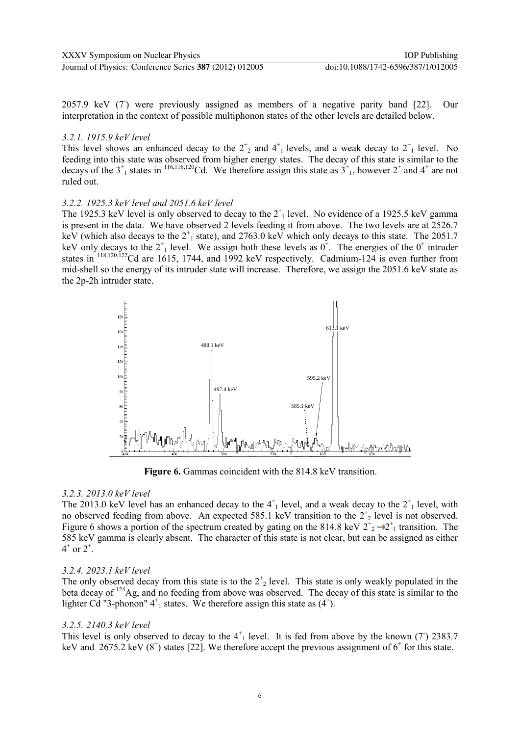2057.9 keV ($7^-$) were previously assigned as members of a negative parity band [22]. Our interpretation in the context of possible multiphonon states of the other levels are detailed below.

### *3.2.1. 1915.9 keV level*

This level shows an enhanced decay to the $2^+_2$ and $4^+_1$ levels, and a weak decay to $2^+_1$ level. No feeding into this state was observed from higher energy states. The decay of this state is similar to the decays of the $3^+_1$ states in $^{116,118,120}$Cd. We therefore assign this state as $3^+_1$, however $2^+$ and $4^+$ are not ruled out.

### *3.2.2. 1925.3 keV level and 2051.6 keV level*

The 1925.3 keV level is only observed to decay to the $2^+_1$ level. No evidence of a 1925.5 keV gamma is present in the data. We have observed 2 levels feeding it from above. The two levels are at 2526.7 keV (which also decays to the $2^+_1$ state), and 2763.0 keV which only decays to this state. The 2051.7 keV only decays to the $2^+_1$ level. We assign both these levels as $0^+$. The energies of the $0^+$ intruder states in $^{118,120,122}$Cd are 1615, 1744, and 1992 keV respectively. Cadmium-124 is even further from mid-shell so the energy of its intruder state will increase. Therefore, we assign the 2051.6 keV state as the 2p-2h intruder state.

**Figure 6.** Gammas coincident with the 814.8 keV transition.

### *3.2.3. 2013.0 keV level*

The 2013.0 keV level has an enhanced decay to the $4^+_1$ level, and a weak decay to the $2^+_1$ level, with no observed feeding from above. An expected 585.1 keV transition to the $2^+_2$ level is not observed. Figure 6 shows a portion of the spectrum created by gating on the 814.8 keV $2^+_2 \rightarrow 2^+_1$ transition. The 585 keV gamma is clearly absent. The character of this state is not clear, but can be assigned as either $4^+$ or $2^+$.

### *3.2.4. 2023.1 keV level*

The only observed decay from this state is to the $2^+_2$ level. This state is only weakly populated in the beta decay of $^{124}$Ag, and no feeding from above was observed. The decay of this state is similar to the lighter Cd "3-phonon" $4^+_1$ states. We therefore assign this state as ($4^+$).

### *3.2.5. 2140.3 keV level*

This level is only observed to decay to the $4^+_1$ level. It is fed from above by the known ($7^-$) 2383.7 keV and 2675.2 keV ($8^+$) states [22]. We therefore accept the previous assignment of $6^+$ for this state.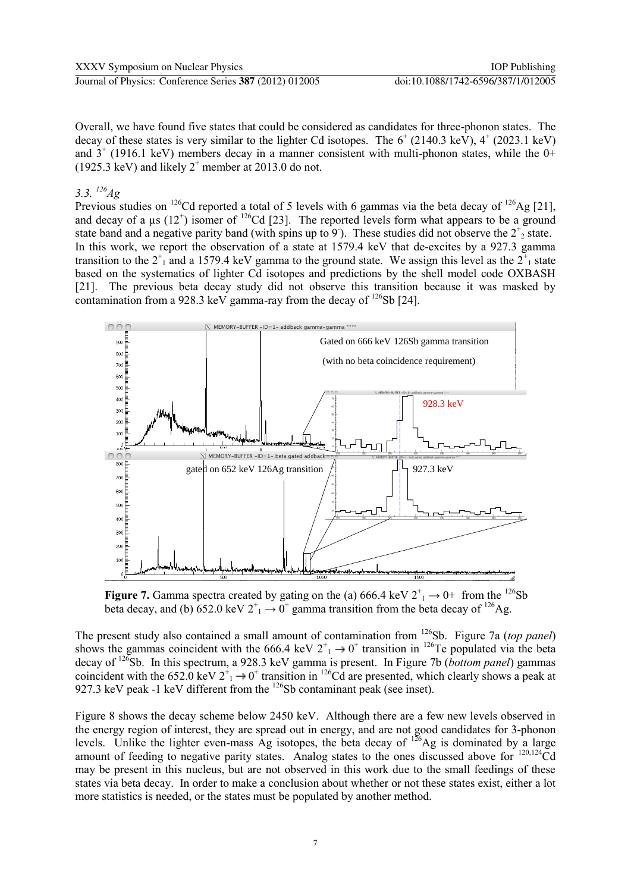Overall, we have found five states that could be considered as candidates for three-phonon states. The decay of these states is very similar to the lighter Cd isotopes. The $6^+$ (2140.3 keV), $4^+$ (2023.1 keV) and $3^+$ (1916.1 keV) members decay in a manner consistent with multi-phonon states, while the 0+ (1925.3 keV) and likely $2^+$ member at 2013.0 do not.

### 3.3. $^{126}Ag$

Previous studies on $^{126}$Cd reported a total of 5 levels with 6 gammas via the beta decay of $^{126}$Ag [21], and decay of a μs ($12^+$) isomer of $^{126}$Cd [23]. The reported levels form what appears to be a ground state band and a negative parity band (with spins up to $9^-$). These studies did not observe the $2^+_2$ state. In this work, we report the observation of a state at 1579.4 keV that de-excites by a 927.3 gamma transition to the $2^+_1$ and a 1579.4 keV gamma to the ground state. We assign this level as the $2^+_1$ state based on the systematics of lighter Cd isotopes and predictions by the shell model code OXBASH [21]. The previous beta decay study did not observe this transition because it was masked by contamination from a 928.3 keV gamma-ray from the decay of $^{126}$Sb [24].

**Figure 7.** Gamma spectra created by gating on the (a) 666.4 keV $2^+_1 \rightarrow 0+$ from the $^{126}$Sb beta decay, and (b) 652.0 keV $2^+_1 \rightarrow 0^+$ gamma transition from the beta decay of $^{126}$Ag.

The present study also contained a small amount of contamination from $^{126}$Sb. Figure 7a (*top panel*) shows the gammas coincident with the 666.4 keV $2^+_1 \rightarrow 0^+$ transition in $^{126}$Te populated via the beta decay of $^{126}$Sb. In this spectrum, a 928.3 keV gamma is present. In Figure 7b (*bottom panel*) gammas coincident with the 652.0 keV $2^+_1 \rightarrow 0^+$ transition in $^{126}$Cd are presented, which clearly shows a peak at 927.3 keV peak -1 keV different from the $^{126}$Sb contaminant peak (see inset).

Figure 8 shows the decay scheme below 2450 keV. Although there are a few new levels observed in the energy region of interest, they are spread out in energy, and are not good candidates for 3-phonon levels. Unlike the lighter even-mass Ag isotopes, the beta decay of $^{126}$Ag is dominated by a large amount of feeding to negative parity states. Analog states to the ones discussed above for $^{120,124}$Cd may be present in this nucleus, but are not observed in this work due to the small feedings of these states via beta decay. In order to make a conclusion about whether or not these states exist, either a lot more statistics is needed, or the states must be populated by another method.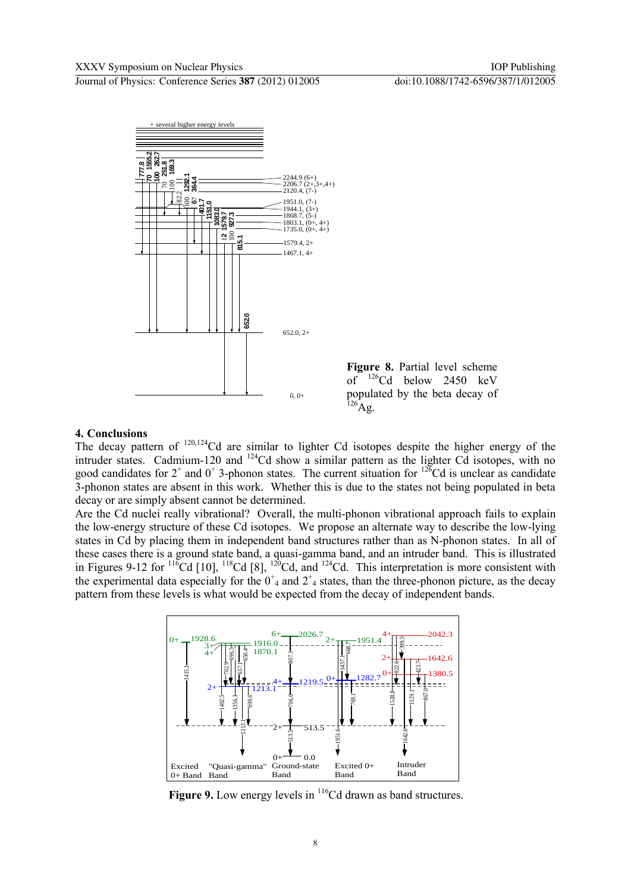**Figure 8.** Partial level scheme of $^{126}$Cd below 2450 keV populated by the beta decay of $^{126}$Ag.

## 4. Conclusions

The decay pattern of $^{120,124}$Cd are similar to lighter Cd isotopes despite the higher energy of the intruder states. Cadmium-120 and $^{124}$Cd show a similar pattern as the lighter Cd isotopes, with no good candidates for $2^+$ and $0^+$ 3-phonon states. The current situation for $^{126}$Cd is unclear as candidate 3-phonon states are absent in this work. Whether this is due to the states not being populated in beta decay or are simply absent cannot be determined.

Are the Cd nuclei really vibrational? Overall, the multi-phonon vibrational approach fails to explain the low-energy structure of these Cd isotopes. We propose an alternate way to describe the low-lying states in Cd by placing them in independent band structures rather than as N-phonon states. In all of these cases there is a ground state band, a quasi-gamma band, and an intruder band. This is illustrated in Figures 9-12 for $^{116}$Cd [10], $^{118}$Cd [8], $^{120}$Cd, and $^{124}$Cd. This interpretation is more consistent with the experimental data especially for the $0^+_4$ and $2^+_4$ states, than the three-phonon picture, as the decay pattern from these levels is what would be expected from the decay of independent bands.

**Figure 9.** Low energy levels in $^{116}$Cd drawn as band structures.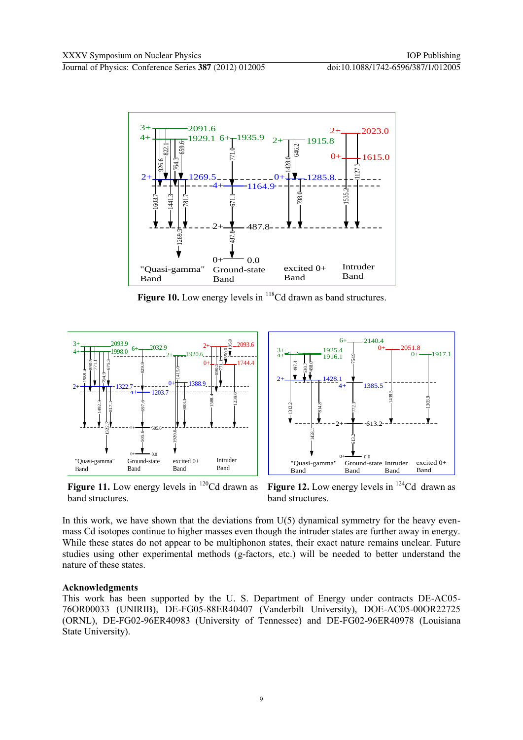**Figure 10.** Low energy levels in $^{118}$Cd drawn as band structures.

**Figure 11.** Low energy levels in $^{120}$Cd drawn as band structures.

**Figure 12.** Low energy levels in $^{124}$Cd drawn as band structures.

In this work, we have shown that the deviations from U(5) dynamical symmetry for the heavy even-mass Cd isotopes continue to higher masses even though the intruder states are further away in energy. While these states do not appear to be multiphonon states, their exact nature remains unclear. Future studies using other experimental methods (g-factors, etc.) will be needed to better understand the nature of these states.

## Acknowledgments

This work has been supported by the U. S. Department of Energy under contracts DE-AC05-76OR00033 (UNIRIB), DE-FG05-88ER40407 (Vanderbilt University), DOE-AC05-00OR22725 (ORNL), DE-FG02-96ER40983 (University of Tennessee) and DE-FG02-96ER40978 (Louisiana State University).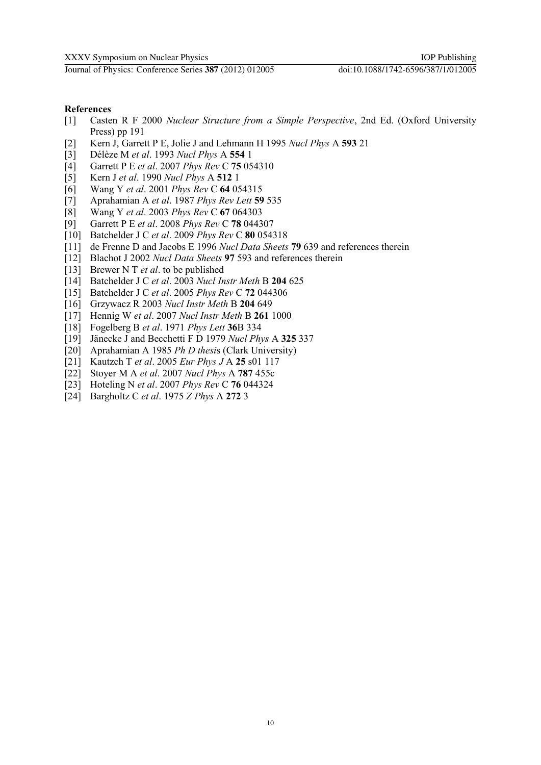## References

[1] Casten R F 2000 *Nuclear Structure from a Simple Perspective*, 2nd Ed. (Oxford University Press) pp 191

[2] Kern J, Garrett P E, Jolie J and Lehmann H 1995 *Nucl Phys* A **593** 21

[3] Délèze M *et al*. 1993 *Nucl Phys* A **554** 1

[4] Garrett P E *et al*. 2007 *Phys Rev* C **75** 054310

[5] Kern J *et al*. 1990 *Nucl Phys* A **512** 1

[6] Wang Y *et al*. 2001 *Phys Rev* C **64** 054315

[7] Aprahamian A *et al*. 1987 *Phys Rev Lett* **59** 535

[8] Wang Y *et al*. 2003 *Phys Rev* C **67** 064303

[9] Garrett P E *et al*. 2008 *Phys Rev* C **78** 044307

[10] Batchelder J C *et al*. 2009 *Phys Rev* C **80** 054318

[11] de Frenne D and Jacobs E 1996 *Nucl Data Sheets* **79** 639 and references therein

[12] Blachot J 2002 *Nucl Data Sheets* **97** 593 and references therein

[13] Brewer N T *et al*. to be published

[14] Batchelder J C *et al*. 2003 *Nucl Instr Meth* B **204** 625

[15] Batchelder J C *et al*. 2005 *Phys Rev* C **72** 044306

[16] Grzywacz R 2003 *Nucl Instr Meth* B **204** 649

[17] Hennig W *et al*. 2007 *Nucl Instr Meth* B **261** 1000

[18] Fogelberg B *et al*. 1971 *Phys Lett* **36**B 334

[19] Jänecke J and Becchetti F D 1979 *Nucl Phys* A **325** 337

[20] Aprahamian A 1985 *Ph D thesis* (Clark University)

[21] Kautzch T *et al*. 2005 *Eur Phys J* A **25** s01 117

[22] Stoyer M A *et al*. 2007 *Nucl Phys* A **787** 455c

[23] Hoteling N *et al*. 2007 *Phys Rev* C **76** 044324

[24] Bargholtz C *et al*. 1975 *Z Phys* A **272** 3